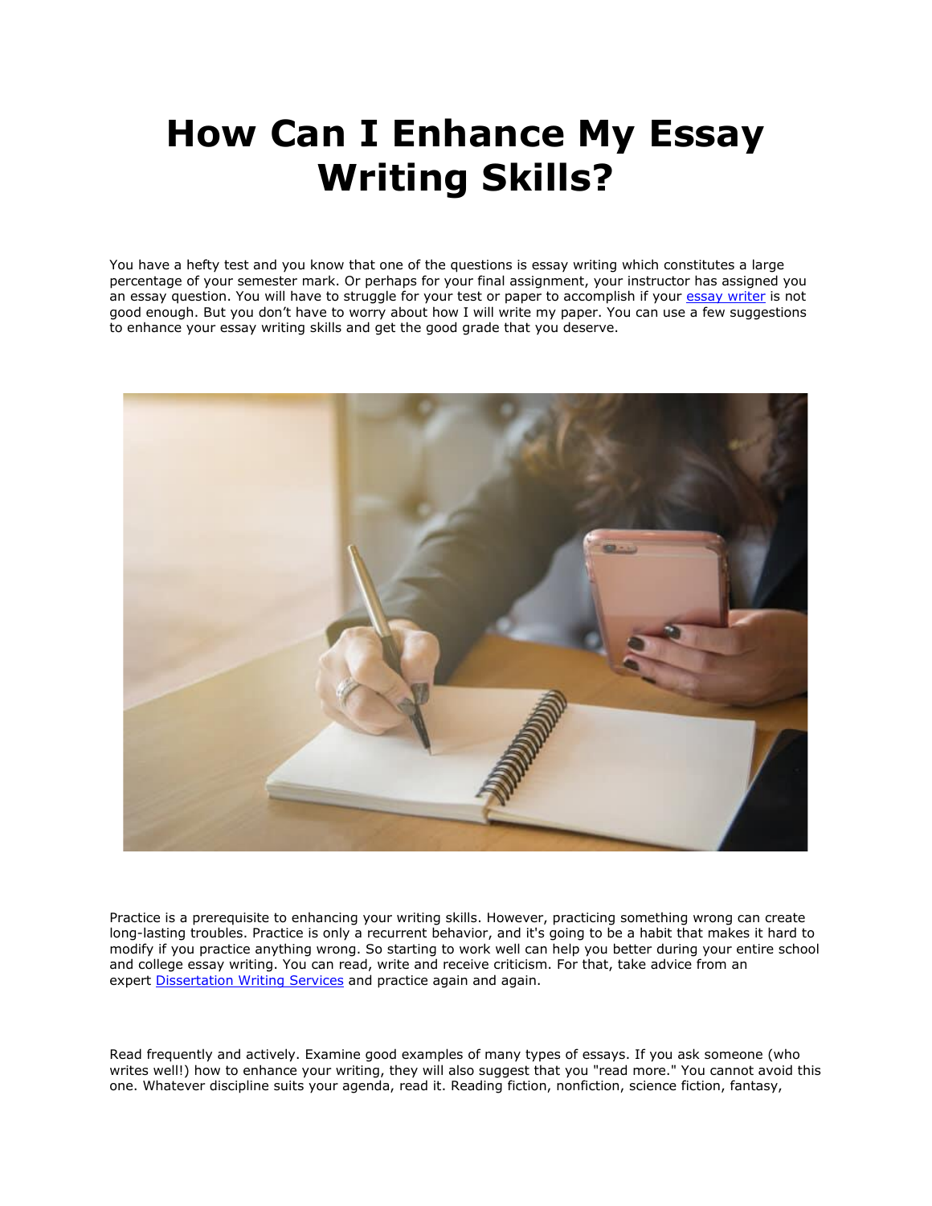# How Can I Enhance My Essay Writing Skills?

You have a hefty test and you know that one of the questions is essay writing which constitutes a large percentage of your semester mark. Or perhaps for your final assignment, your instructor has assigned you an essay question. You will have to struggle for your test or paper to accomplish if your essay writer is not good enough. But you don't have to worry about how I will write my paper. You can use a few suggestions to enhance your essay writing skills and get the good grade that you deserve.

Practice is a prerequisite to enhancing your writing skills. However, practicing something wrong can create long-lasting troubles. Practice is only a recurrent behavior, and it's going to be a habit that makes it hard to modify if you practice anything wrong. So starting to work well can help you better during your entire school and college essay writing. You can read, write and receive criticism. For that, take advice from an expert Dissertation Writing Services and practice again and again.

Read frequently and actively. Examine good examples of many types of essays. If you ask someone (who writes well!) how to enhance your writing, they will also suggest that you "read more." You cannot avoid this one. Whatever discipline suits your agenda, read it. Reading fiction, nonfiction, science fiction, fantasy,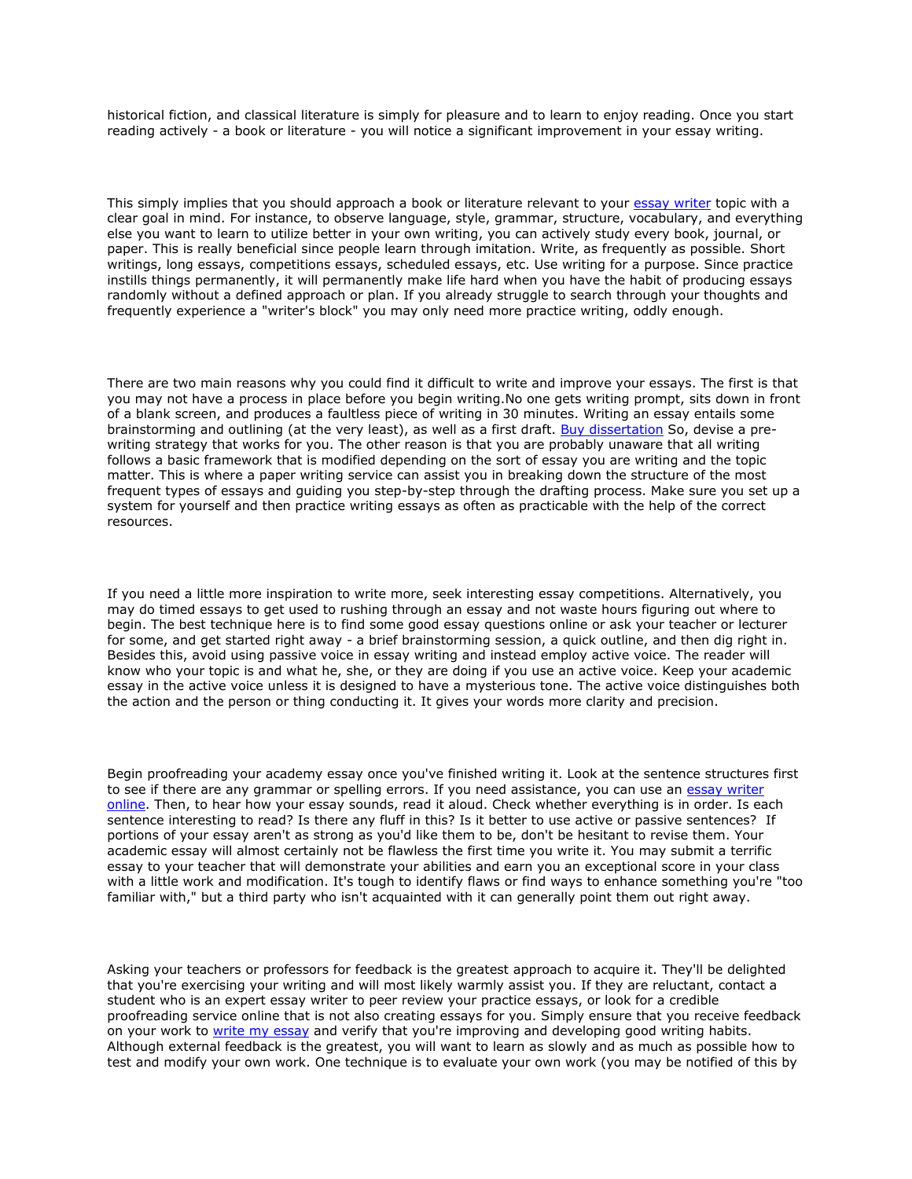historical fiction, and classical literature is simply for pleasure and to learn to enjoy reading. Once you start reading actively - a book or literature - you will notice a significant improvement in your essay writing.

This simply implies that you should approach a book or literature relevant to your [essay writer]() topic with a clear goal in mind. For instance, to observe language, style, grammar, structure, vocabulary, and everything else you want to learn to utilize better in your own writing, you can actively study every book, journal, or paper. This is really beneficial since people learn through imitation. Write, as frequently as possible. Short writings, long essays, competitions essays, scheduled essays, etc. Use writing for a purpose. Since practice instills things permanently, it will permanently make life hard when you have the habit of producing essays randomly without a defined approach or plan. If you already struggle to search through your thoughts and frequently experience a "writer's block" you may only need more practice writing, oddly enough.

There are two main reasons why you could find it difficult to write and improve your essays. The first is that you may not have a process in place before you begin writing.No one gets writing prompt, sits down in front of a blank screen, and produces a faultless piece of writing in 30 minutes. Writing an essay entails some brainstorming and outlining (at the very least), as well as a first draft. [Buy dissertation]() So, devise a pre-writing strategy that works for you. The other reason is that you are probably unaware that all writing follows a basic framework that is modified depending on the sort of essay you are writing and the topic matter. This is where a paper writing service can assist you in breaking down the structure of the most frequent types of essays and guiding you step-by-step through the drafting process. Make sure you set up a system for yourself and then practice writing essays as often as practicable with the help of the correct resources.

If you need a little more inspiration to write more, seek interesting essay competitions. Alternatively, you may do timed essays to get used to rushing through an essay and not waste hours figuring out where to begin. The best technique here is to find some good essay questions online or ask your teacher or lecturer for some, and get started right away - a brief brainstorming session, a quick outline, and then dig right in. Besides this, avoid using passive voice in essay writing and instead employ active voice. The reader will know who your topic is and what he, she, or they are doing if you use an active voice. Keep your academic essay in the active voice unless it is designed to have a mysterious tone. The active voice distinguishes both the action and the person or thing conducting it. It gives your words more clarity and precision.

Begin proofreading your academy essay once you've finished writing it. Look at the sentence structures first to see if there are any grammar or spelling errors. If you need assistance, you can use an [essay writer online](). Then, to hear how your essay sounds, read it aloud. Check whether everything is in order. Is each sentence interesting to read? Is there any fluff in this? Is it better to use active or passive sentences? If portions of your essay aren't as strong as you'd like them to be, don't be hesitant to revise them. Your academic essay will almost certainly not be flawless the first time you write it. You may submit a terrific essay to your teacher that will demonstrate your abilities and earn you an exceptional score in your class with a little work and modification. It's tough to identify flaws or find ways to enhance something you're "too familiar with," but a third party who isn't acquainted with it can generally point them out right away.

Asking your teachers or professors for feedback is the greatest approach to acquire it. They'll be delighted that you're exercising your writing and will most likely warmly assist you. If they are reluctant, contact a student who is an expert essay writer to peer review your practice essays, or look for a credible proofreading service online that is not also creating essays for you. Simply ensure that you receive feedback on your work to [write my essay]() and verify that you're improving and developing good writing habits. Although external feedback is the greatest, you will want to learn as slowly and as much as possible how to test and modify your own work. One technique is to evaluate your own work (you may be notified of this by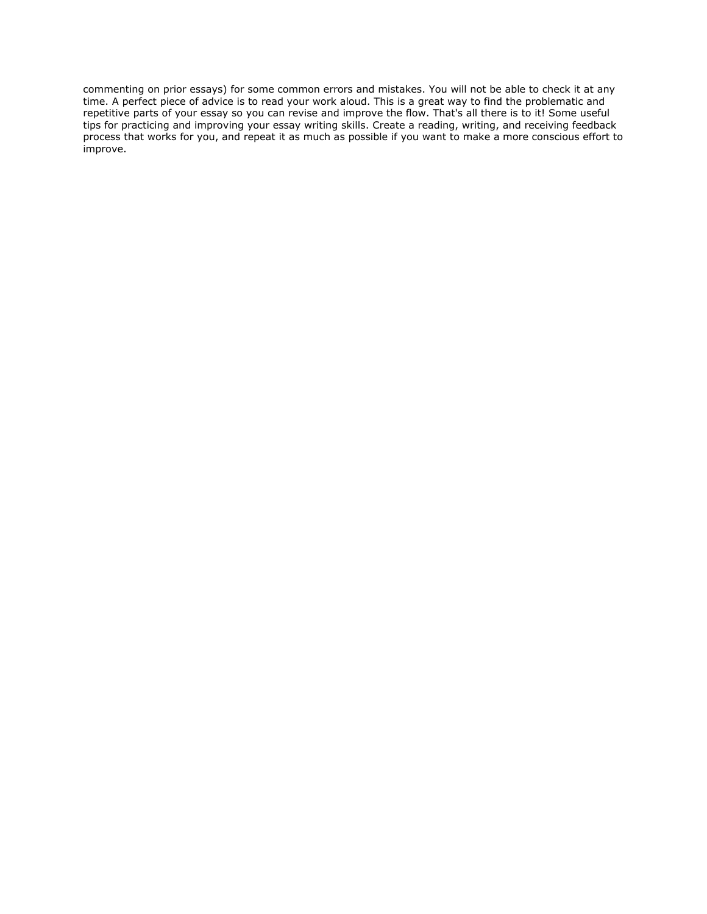commenting on prior essays) for some common errors and mistakes. You will not be able to check it at any time. A perfect piece of advice is to read your work aloud. This is a great way to find the problematic and repetitive parts of your essay so you can revise and improve the flow. That's all there is to it! Some useful tips for practicing and improving your essay writing skills. Create a reading, writing, and receiving feedback process that works for you, and repeat it as much as possible if you want to make a more conscious effort to improve.